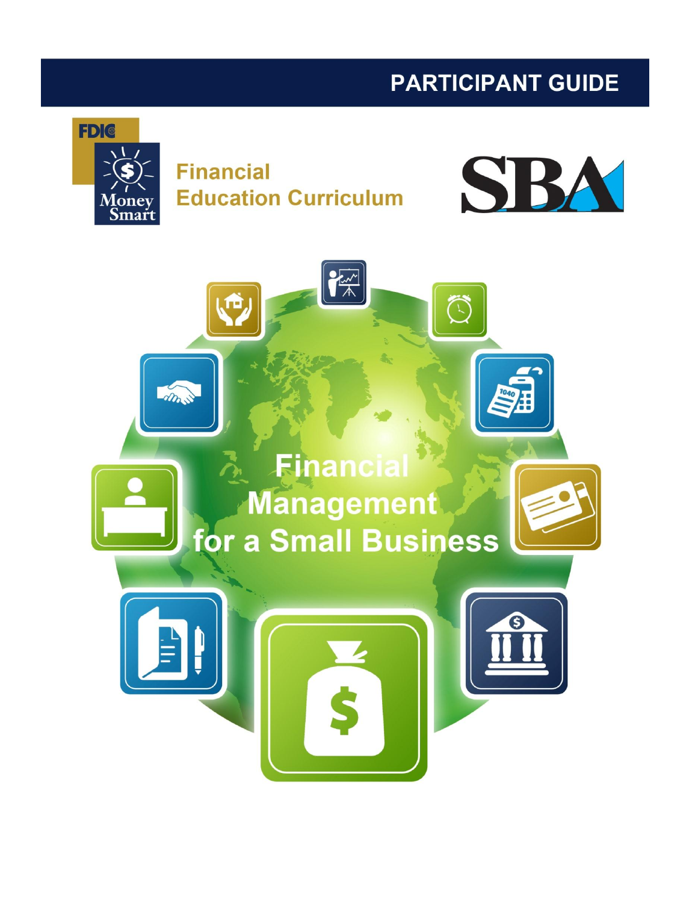# PARTICIPANT GUIDE

FDIC Money Smart

**Financial Education Curriculum**

SBA

# Financial Management for a Small Business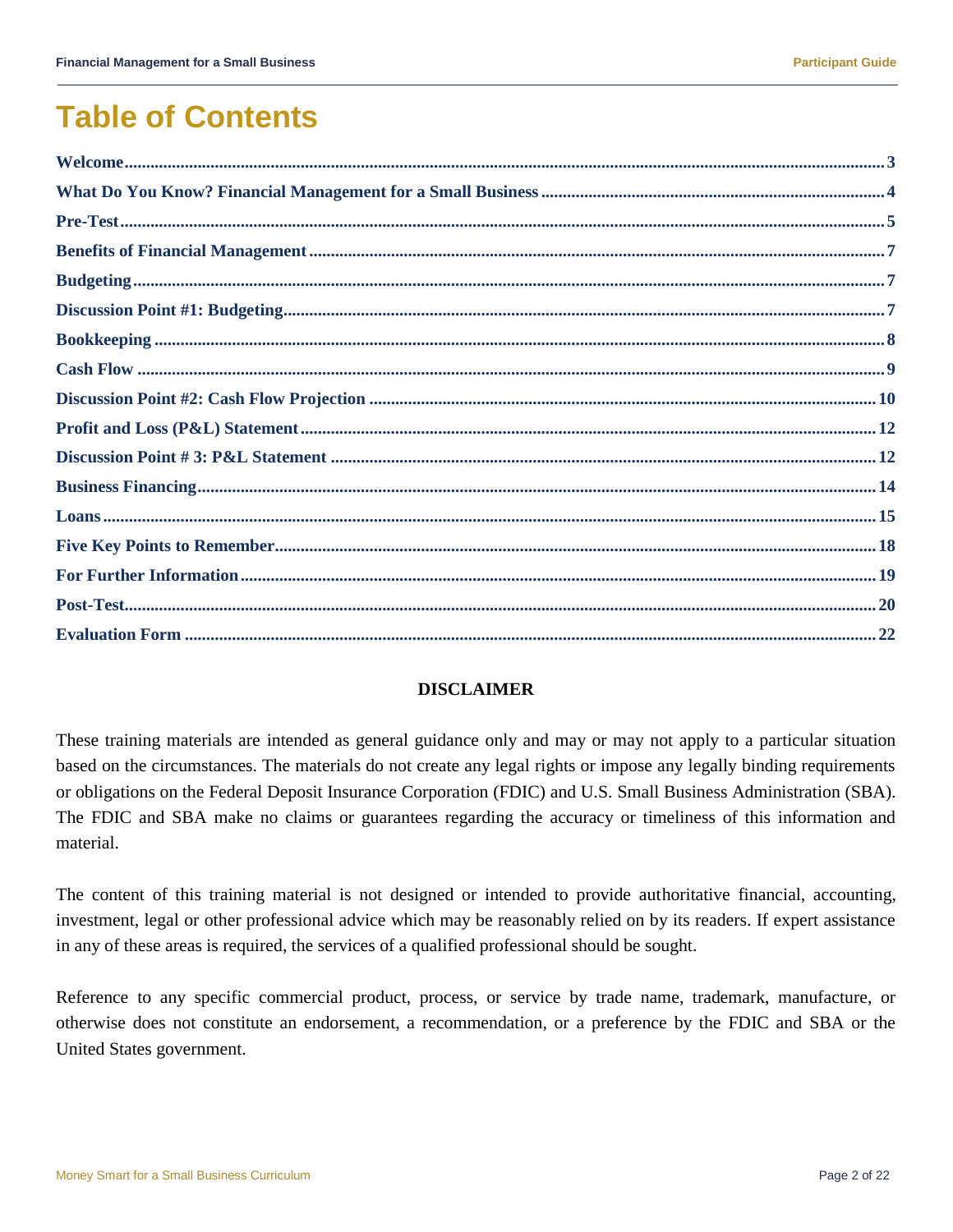# Table of Contents

| | |
|---|---|
| Welcome | 3 |
| What Do You Know? Financial Management for a Small Business | 4 |
| Pre-Test | 5 |
| Benefits of Financial Management | 7 |
| Budgeting | 7 |
| Discussion Point #1: Budgeting | 7 |
| Bookkeeping | 8 |
| Cash Flow | 9 |
| Discussion Point #2: Cash Flow Projection | 10 |
| Profit and Loss (P&L) Statement | 12 |
| Discussion Point # 3: P&L Statement | 12 |
| Business Financing | 14 |
| Loans | 15 |
| Five Key Points to Remember | 18 |
| For Further Information | 19 |
| Post-Test | 20 |
| Evaluation Form | 22 |

**DISCLAIMER**

These training materials are intended as general guidance only and may or may not apply to a particular situation based on the circumstances. The materials do not create any legal rights or impose any legally binding requirements or obligations on the Federal Deposit Insurance Corporation (FDIC) and U.S. Small Business Administration (SBA). The FDIC and SBA make no claims or guarantees regarding the accuracy or timeliness of this information and material.

The content of this training material is not designed or intended to provide authoritative financial, accounting, investment, legal or other professional advice which may be reasonably relied on by its readers. If expert assistance in any of these areas is required, the services of a qualified professional should be sought.

Reference to any specific commercial product, process, or service by trade name, trademark, manufacture, or otherwise does not constitute an endorsement, a recommendation, or a preference by the FDIC and SBA or the United States government.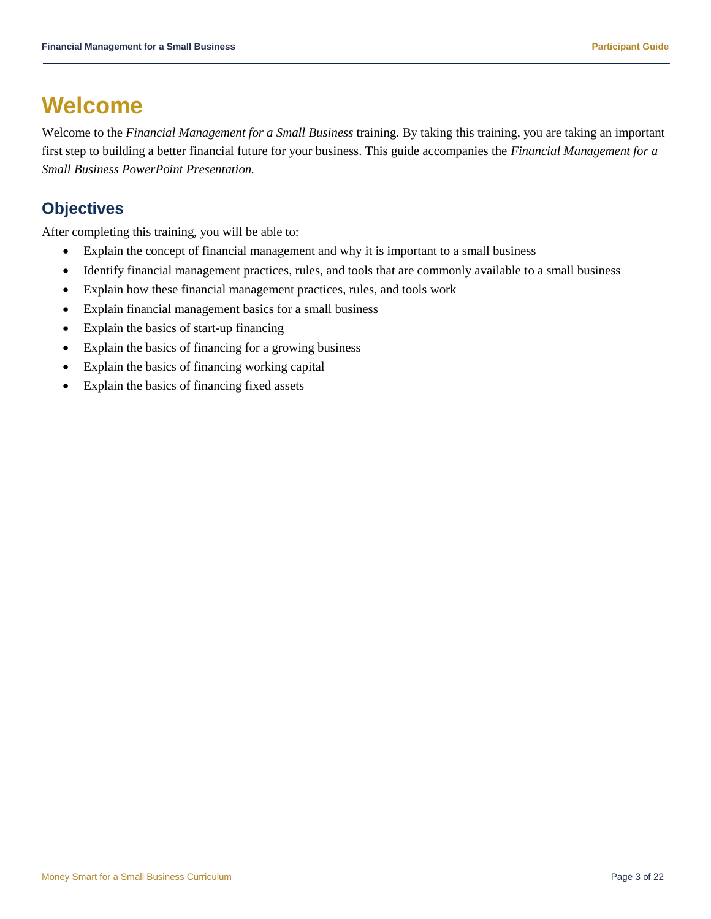# Welcome

Welcome to the *Financial Management for a Small Business* training. By taking this training, you are taking an important first step to building a better financial future for your business. This guide accompanies the *Financial Management for a Small Business PowerPoint Presentation.*

## Objectives

After completing this training, you will be able to:

- Explain the concept of financial management and why it is important to a small business
- Identify financial management practices, rules, and tools that are commonly available to a small business
- Explain how these financial management practices, rules, and tools work
- Explain financial management basics for a small business
- Explain the basics of start-up financing
- Explain the basics of financing for a growing business
- Explain the basics of financing working capital
- Explain the basics of financing fixed assets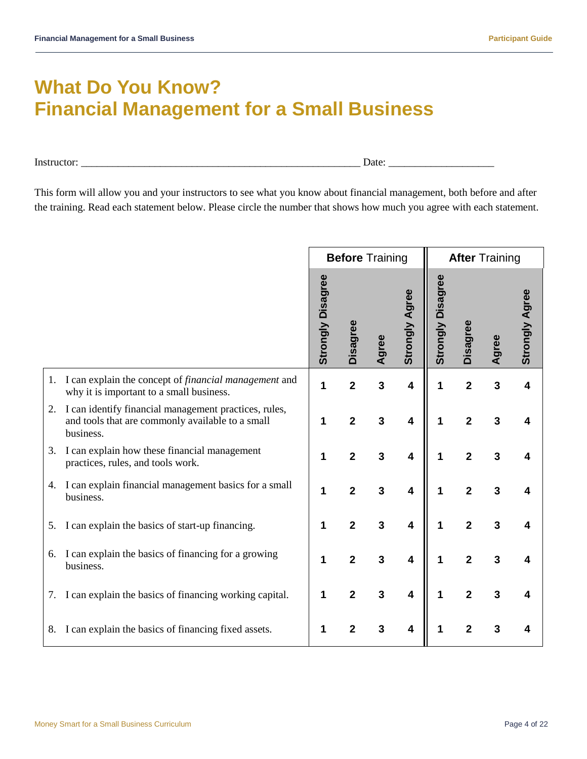# What Do You Know?
# Financial Management for a Small Business

Instructor: ______________________________________________________ Date: ____________________

This form will allow you and your instructors to see what you know about financial management, both before and after the training. Read each statement below. Please circle the number that shows how much you agree with each statement.

| | **Before** Training | | | | **After** Training | | | |
|---|---|---|---|---|---|---|---|---|
| | Strongly Disagree | Disagree | Agree | Strongly Agree | Strongly Disagree | Disagree | Agree | Strongly Agree |
| 1. I can explain the concept of *financial management* and why it is important to a small business. | 1 | 2 | 3 | 4 | 1 | 2 | 3 | 4 |
| 2. I can identify financial management practices, rules, and tools that are commonly available to a small business. | 1 | 2 | 3 | 4 | 1 | 2 | 3 | 4 |
| 3. I can explain how these financial management practices, rules, and tools work. | 1 | 2 | 3 | 4 | 1 | 2 | 3 | 4 |
| 4. I can explain financial management basics for a small business. | 1 | 2 | 3 | 4 | 1 | 2 | 3 | 4 |
| 5. I can explain the basics of start-up financing. | 1 | 2 | 3 | 4 | 1 | 2 | 3 | 4 |
| 6. I can explain the basics of financing for a growing business. | 1 | 2 | 3 | 4 | 1 | 2 | 3 | 4 |
| 7. I can explain the basics of financing working capital. | 1 | 2 | 3 | 4 | 1 | 2 | 3 | 4 |
| 8. I can explain the basics of financing fixed assets. | 1 | 2 | 3 | 4 | 1 | 2 | 3 | 4 |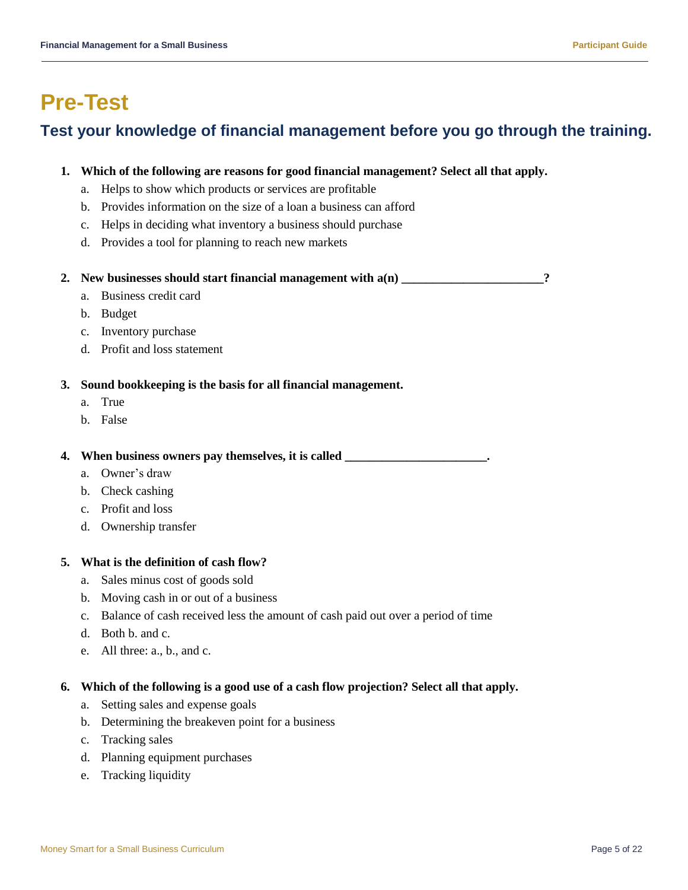# Pre-Test

## Test your knowledge of financial management before you go through the training.

1. **Which of the following are reasons for good financial management? Select all that apply.**
   a. Helps to show which products or services are profitable
   b. Provides information on the size of a loan a business can afford
   c. Helps in deciding what inventory a business should purchase
   d. Provides a tool for planning to reach new markets

2. **New businesses should start financial management with a(n) _______________________?**
   a. Business credit card
   b. Budget
   c. Inventory purchase
   d. Profit and loss statement

3. **Sound bookkeeping is the basis for all financial management.**
   a. True
   b. False

4. **When business owners pay themselves, it is called _______________________.**
   a. Owner's draw
   b. Check cashing
   c. Profit and loss
   d. Ownership transfer

5. **What is the definition of cash flow?**
   a. Sales minus cost of goods sold
   b. Moving cash in or out of a business
   c. Balance of cash received less the amount of cash paid out over a period of time
   d. Both b. and c.
   e. All three: a., b., and c.

6. **Which of the following is a good use of a cash flow projection? Select all that apply.**
   a. Setting sales and expense goals
   b. Determining the breakeven point for a business
   c. Tracking sales
   d. Planning equipment purchases
   e. Tracking liquidity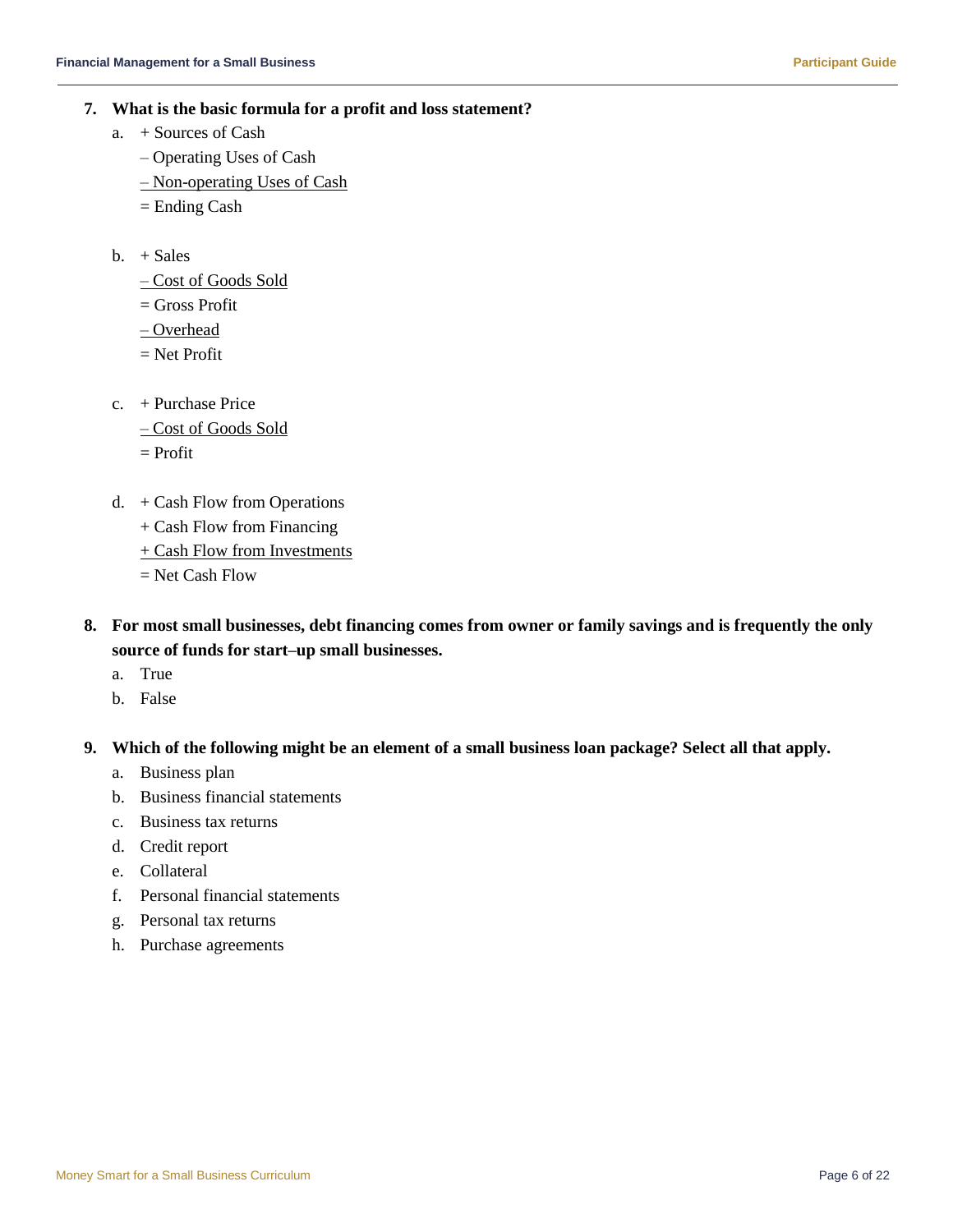7. **What is the basic formula for a profit and loss statement?**

   a. + Sources of Cash
      – Operating Uses of Cash
      – Non-operating Uses of Cash
      = Ending Cash

   b. + Sales
      – Cost of Goods Sold
      = Gross Profit
      – Overhead
      = Net Profit

   c. + Purchase Price
      – Cost of Goods Sold
      = Profit

   d. + Cash Flow from Operations
      + Cash Flow from Financing
      + Cash Flow from Investments
      = Net Cash Flow

8. **For most small businesses, debt financing comes from owner or family savings and is frequently the only source of funds for start–up small businesses.**

   a. True
   b. False

9. **Which of the following might be an element of a small business loan package? Select all that apply.**

   a. Business plan
   b. Business financial statements
   c. Business tax returns
   d. Credit report
   e. Collateral
   f. Personal financial statements
   g. Personal tax returns
   h. Purchase agreements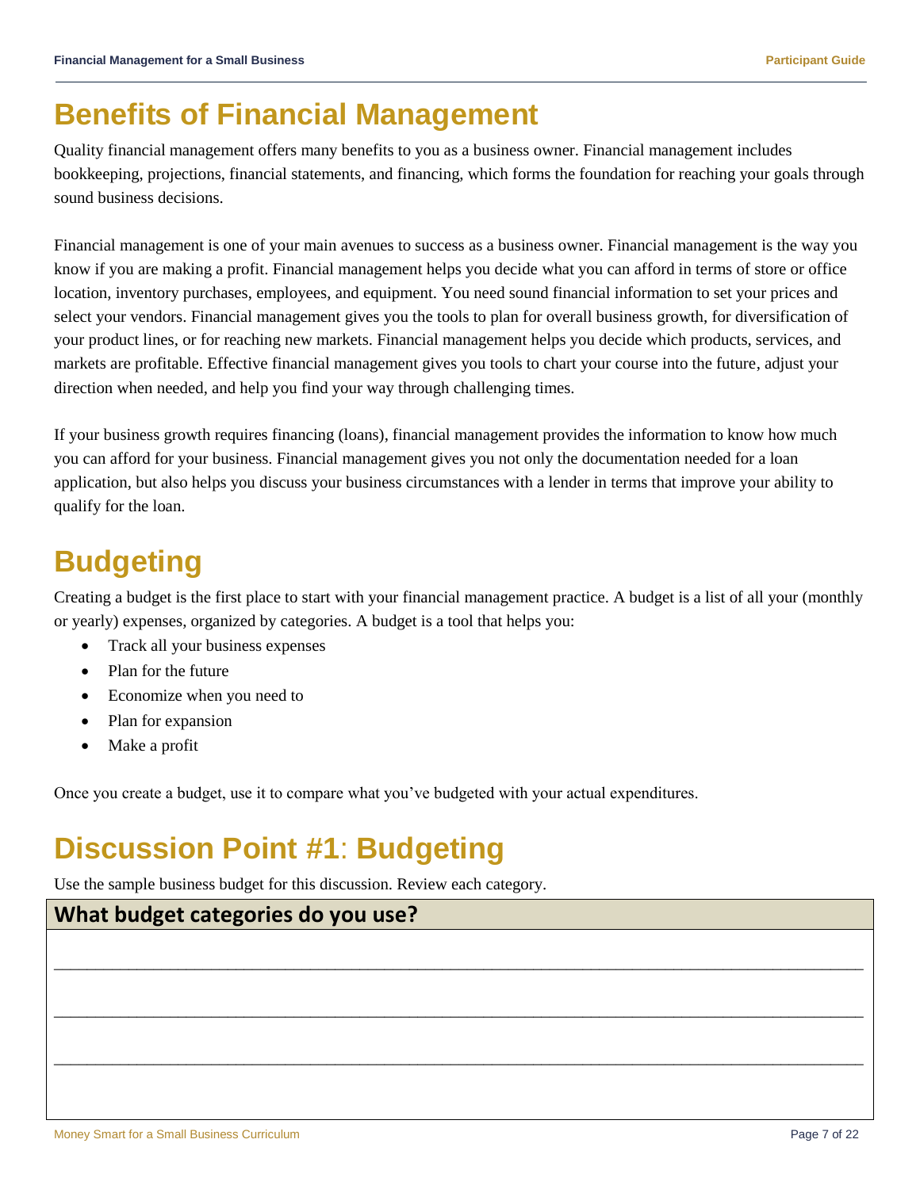# Benefits of Financial Management

Quality financial management offers many benefits to you as a business owner. Financial management includes bookkeeping, projections, financial statements, and financing, which forms the foundation for reaching your goals through sound business decisions.

Financial management is one of your main avenues to success as a business owner. Financial management is the way you know if you are making a profit. Financial management helps you decide what you can afford in terms of store or office location, inventory purchases, employees, and equipment. You need sound financial information to set your prices and select your vendors. Financial management gives you the tools to plan for overall business growth, for diversification of your product lines, or for reaching new markets. Financial management helps you decide which products, services, and markets are profitable. Effective financial management gives you tools to chart your course into the future, adjust your direction when needed, and help you find your way through challenging times.

If your business growth requires financing (loans), financial management provides the information to know how much you can afford for your business. Financial management gives you not only the documentation needed for a loan application, but also helps you discuss your business circumstances with a lender in terms that improve your ability to qualify for the loan.

# Budgeting

Creating a budget is the first place to start with your financial management practice. A budget is a list of all your (monthly or yearly) expenses, organized by categories. A budget is a tool that helps you:

- Track all your business expenses
- Plan for the future
- Economize when you need to
- Plan for expansion
- Make a profit

Once you create a budget, use it to compare what you've budgeted with your actual expenditures.

# Discussion Point #1: Budgeting

Use the sample business budget for this discussion. Review each category.

| What budget categories do you use? |
|---|
| ________________________________________________ |
| ________________________________________________ |
| ________________________________________________ |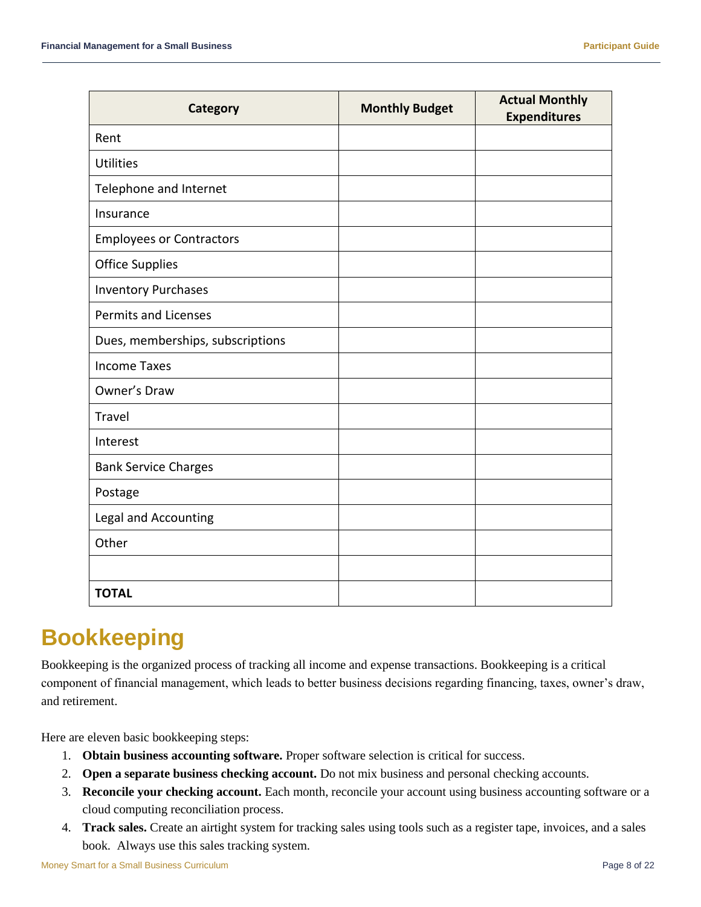| Category | Monthly Budget | Actual Monthly Expenditures |
| --- | --- | --- |
| Rent | | |
| Utilities | | |
| Telephone and Internet | | |
| Insurance | | |
| Employees or Contractors | | |
| Office Supplies | | |
| Inventory Purchases | | |
| Permits and Licenses | | |
| Dues, memberships, subscriptions | | |
| Income Taxes | | |
| Owner's Draw | | |
| Travel | | |
| Interest | | |
| Bank Service Charges | | |
| Postage | | |
| Legal and Accounting | | |
| Other | | |
| | | |
| **TOTAL** | | |

# Bookkeeping

Bookkeeping is the organized process of tracking all income and expense transactions. Bookkeeping is a critical component of financial management, which leads to better business decisions regarding financing, taxes, owner's draw, and retirement.

Here are eleven basic bookkeeping steps:

1. **Obtain business accounting software.** Proper software selection is critical for success.
2. **Open a separate business checking account.** Do not mix business and personal checking accounts.
3. **Reconcile your checking account.** Each month, reconcile your account using business accounting software or a cloud computing reconciliation process.
4. **Track sales.** Create an airtight system for tracking sales using tools such as a register tape, invoices, and a sales book. Always use this sales tracking system.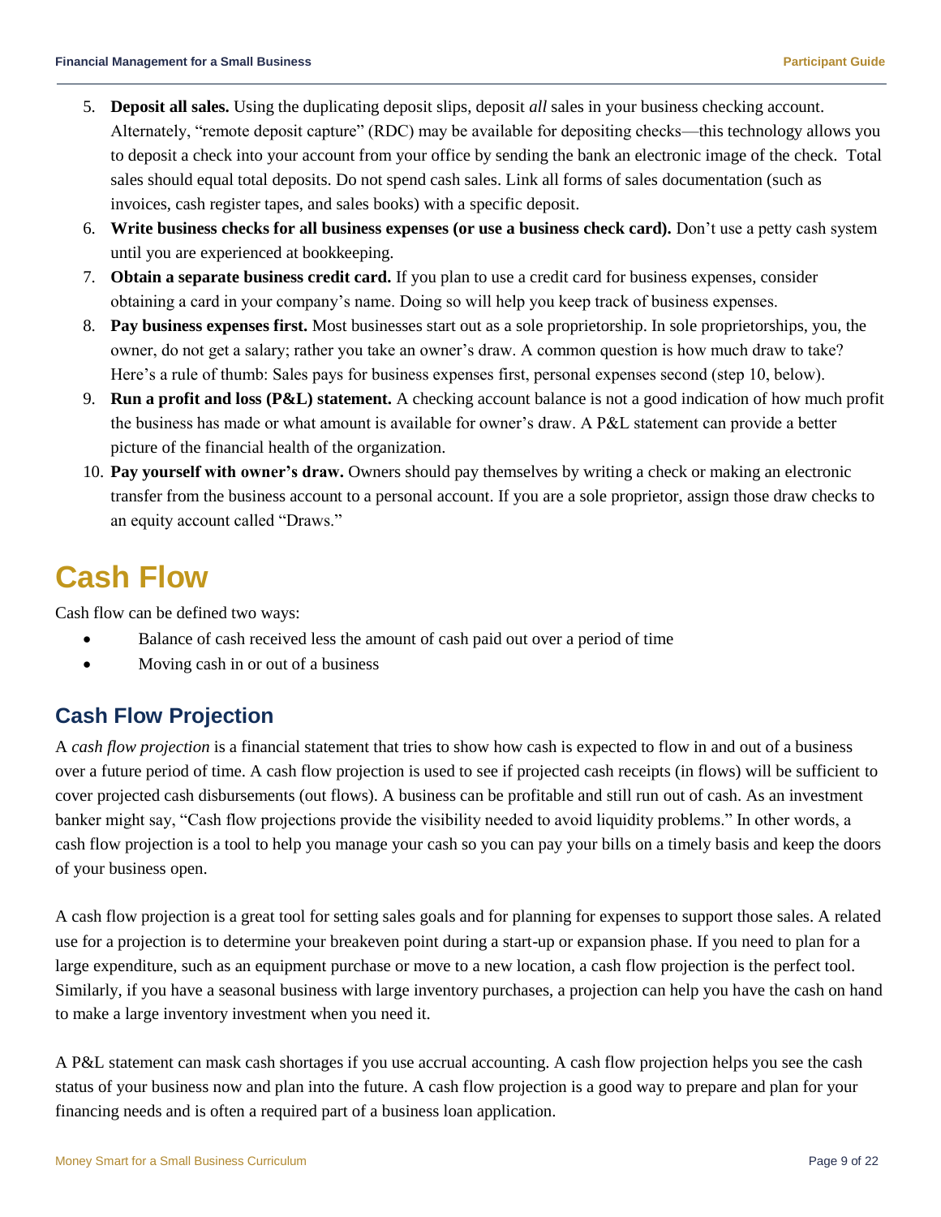5. **Deposit all sales.** Using the duplicating deposit slips, deposit *all* sales in your business checking account. Alternately, "remote deposit capture" (RDC) may be available for depositing checks—this technology allows you to deposit a check into your account from your office by sending the bank an electronic image of the check. Total sales should equal total deposits. Do not spend cash sales. Link all forms of sales documentation (such as invoices, cash register tapes, and sales books) with a specific deposit.
6. **Write business checks for all business expenses (or use a business check card).** Don't use a petty cash system until you are experienced at bookkeeping.
7. **Obtain a separate business credit card.** If you plan to use a credit card for business expenses, consider obtaining a card in your company's name. Doing so will help you keep track of business expenses.
8. **Pay business expenses first.** Most businesses start out as a sole proprietorship. In sole proprietorships, you, the owner, do not get a salary; rather you take an owner's draw. A common question is how much draw to take? Here's a rule of thumb: Sales pays for business expenses first, personal expenses second (step 10, below).
9. **Run a profit and loss (P&L) statement.** A checking account balance is not a good indication of how much profit the business has made or what amount is available for owner's draw. A P&L statement can provide a better picture of the financial health of the organization.
10. **Pay yourself with owner's draw.** Owners should pay themselves by writing a check or making an electronic transfer from the business account to a personal account. If you are a sole proprietor, assign those draw checks to an equity account called "Draws."

# Cash Flow

Cash flow can be defined two ways:

- Balance of cash received less the amount of cash paid out over a period of time
- Moving cash in or out of a business

## Cash Flow Projection

A *cash flow projection* is a financial statement that tries to show how cash is expected to flow in and out of a business over a future period of time. A cash flow projection is used to see if projected cash receipts (in flows) will be sufficient to cover projected cash disbursements (out flows). A business can be profitable and still run out of cash. As an investment banker might say, "Cash flow projections provide the visibility needed to avoid liquidity problems." In other words, a cash flow projection is a tool to help you manage your cash so you can pay your bills on a timely basis and keep the doors of your business open.

A cash flow projection is a great tool for setting sales goals and for planning for expenses to support those sales. A related use for a projection is to determine your breakeven point during a start-up or expansion phase. If you need to plan for a large expenditure, such as an equipment purchase or move to a new location, a cash flow projection is the perfect tool. Similarly, if you have a seasonal business with large inventory purchases, a projection can help you have the cash on hand to make a large inventory investment when you need it.

A P&L statement can mask cash shortages if you use accrual accounting. A cash flow projection helps you see the cash status of your business now and plan into the future. A cash flow projection is a good way to prepare and plan for your financing needs and is often a required part of a business loan application.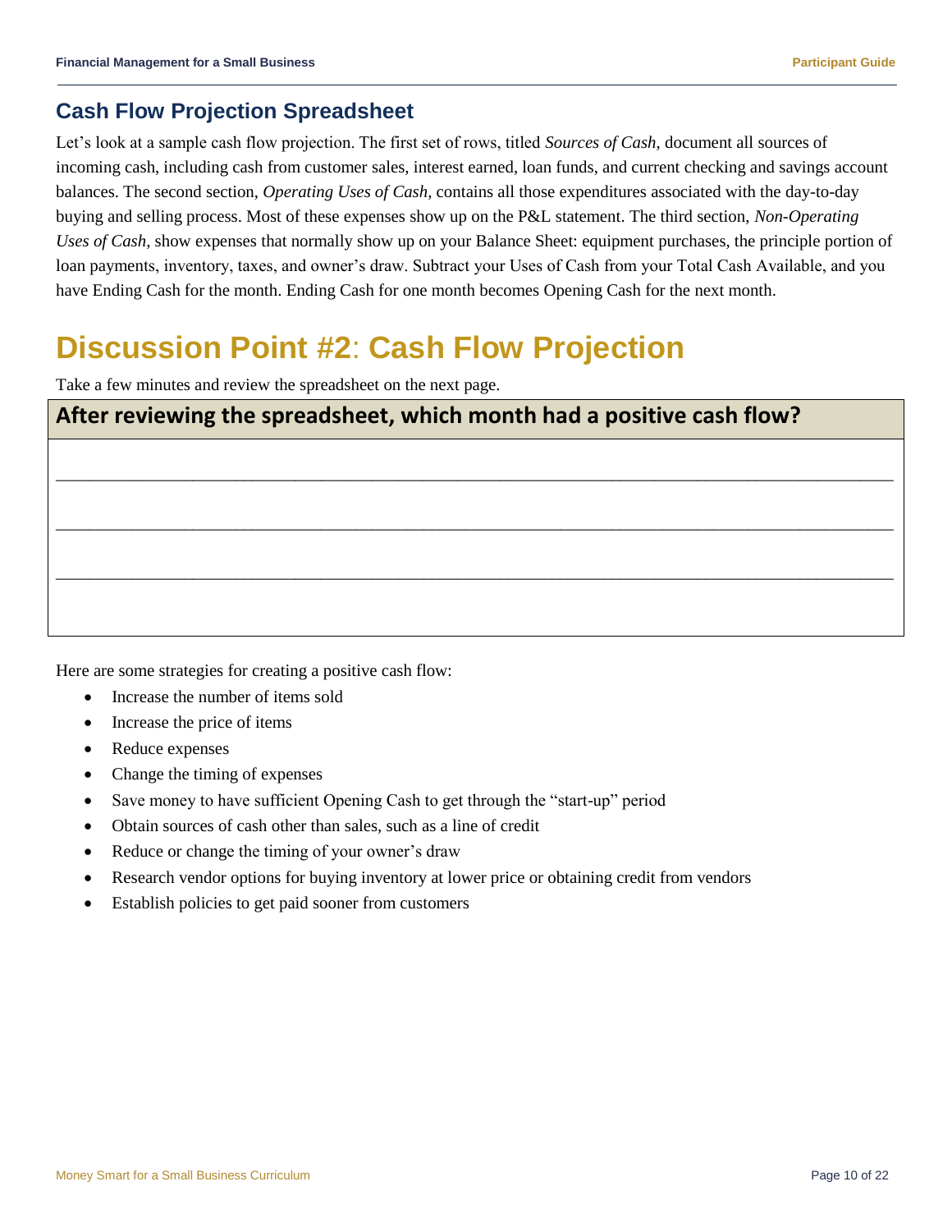## Cash Flow Projection Spreadsheet

Let's look at a sample cash flow projection. The first set of rows, titled *Sources of Cash*, document all sources of incoming cash, including cash from customer sales, interest earned, loan funds, and current checking and savings account balances. The second section, *Operating Uses of Cash*, contains all those expenditures associated with the day-to-day buying and selling process. Most of these expenses show up on the P&L statement. The third section, *Non-Operating Uses of Cash*, show expenses that normally show up on your Balance Sheet: equipment purchases, the principle portion of loan payments, inventory, taxes, and owner's draw. Subtract your Uses of Cash from your Total Cash Available, and you have Ending Cash for the month. Ending Cash for one month becomes Opening Cash for the next month.

# Discussion Point #2: Cash Flow Projection

Take a few minutes and review the spreadsheet on the next page.

| After reviewing the spreadsheet, which month had a positive cash flow? |
|---|
| ______________________________________________________________________ |
| ______________________________________________________________________ |
| ______________________________________________________________________ |

Here are some strategies for creating a positive cash flow:

- Increase the number of items sold
- Increase the price of items
- Reduce expenses
- Change the timing of expenses
- Save money to have sufficient Opening Cash to get through the "start-up" period
- Obtain sources of cash other than sales, such as a line of credit
- Reduce or change the timing of your owner's draw
- Research vendor options for buying inventory at lower price or obtaining credit from vendors
- Establish policies to get paid sooner from customers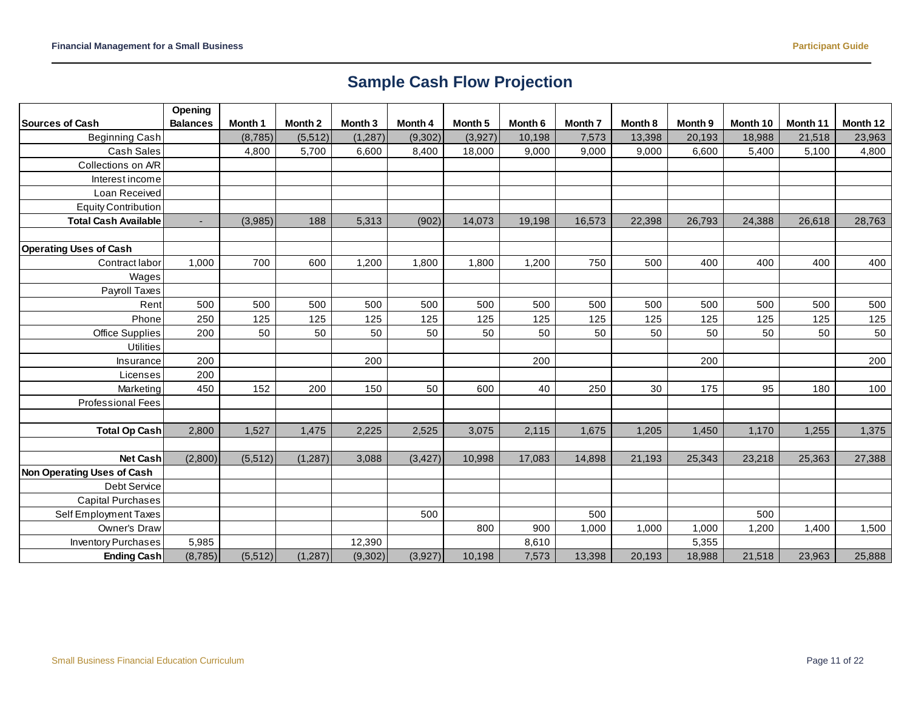## Sample Cash Flow Projection

| Sources of Cash | Opening Balances | Month 1 | Month 2 | Month 3 | Month 4 | Month 5 | Month 6 | Month 7 | Month 8 | Month 9 | Month 10 | Month 11 | Month 12 |
|---|---|---|---|---|---|---|---|---|---|---|---|---|---|
| Beginning Cash | | (8,785) | (5,512) | (1,287) | (9,302) | (3,927) | 10,198 | 7,573 | 13,398 | 20,193 | 18,988 | 21,518 | 23,963 |
| Cash Sales | | 4,800 | 5,700 | 6,600 | 8,400 | 18,000 | 9,000 | 9,000 | 9,000 | 6,600 | 5,400 | 5,100 | 4,800 |
| Collections on A/R | | | | | | | | | | | | | |
| Interest income | | | | | | | | | | | | | |
| Loan Received | | | | | | | | | | | | | |
| Equity Contribution | | | | | | | | | | | | | |
| **Total Cash Available** | - | (3,985) | 188 | 5,313 | (902) | 14,073 | 19,198 | 16,573 | 22,398 | 26,793 | 24,388 | 26,618 | 28,763 |
| | | | | | | | | | | | | | |
| **Operating Uses of Cash** | | | | | | | | | | | | | |
| Contract labor | 1,000 | 700 | 600 | 1,200 | 1,800 | 1,800 | 1,200 | 750 | 500 | 400 | 400 | 400 | 400 |
| Wages | | | | | | | | | | | | | |
| Payroll Taxes | | | | | | | | | | | | | |
| Rent | 500 | 500 | 500 | 500 | 500 | 500 | 500 | 500 | 500 | 500 | 500 | 500 | 500 |
| Phone | 250 | 125 | 125 | 125 | 125 | 125 | 125 | 125 | 125 | 125 | 125 | 125 | 125 |
| Office Supplies | 200 | 50 | 50 | 50 | 50 | 50 | 50 | 50 | 50 | 50 | 50 | 50 | 50 |
| Utilities | | | | | | | | | | | | | |
| Insurance | 200 | | | 200 | | | 200 | | | 200 | | | 200 |
| Licenses | 200 | | | | | | | | | | | | |
| Marketing | 450 | 152 | 200 | 150 | 50 | 600 | 40 | 250 | 30 | 175 | 95 | 180 | 100 |
| Professional Fees | | | | | | | | | | | | | |
| | | | | | | | | | | | | | |
| **Total Op Cash** | 2,800 | 1,527 | 1,475 | 2,225 | 2,525 | 3,075 | 2,115 | 1,675 | 1,205 | 1,450 | 1,170 | 1,255 | 1,375 |
| | | | | | | | | | | | | | |
| **Net Cash** | (2,800) | (5,512) | (1,287) | 3,088 | (3,427) | 10,998 | 17,083 | 14,898 | 21,193 | 25,343 | 23,218 | 25,363 | 27,388 |
| **Non Operating Uses of Cash** | | | | | | | | | | | | | |
| Debt Service | | | | | | | | | | | | | |
| Capital Purchases | | | | | | | | | | | | | |
| Self Employment Taxes | | | | | 500 | | | 500 | | | 500 | | |
| Owner's Draw | | | | | | 800 | 900 | 1,000 | 1,000 | 1,000 | 1,200 | 1,400 | 1,500 |
| Inventory Purchases | 5,985 | | | 12,390 | | | 8,610 | | | 5,355 | | | |
| **Ending Cash** | (8,785) | (5,512) | (1,287) | (9,302) | (3,927) | 10,198 | 7,573 | 13,398 | 20,193 | 18,988 | 21,518 | 23,963 | 25,888 |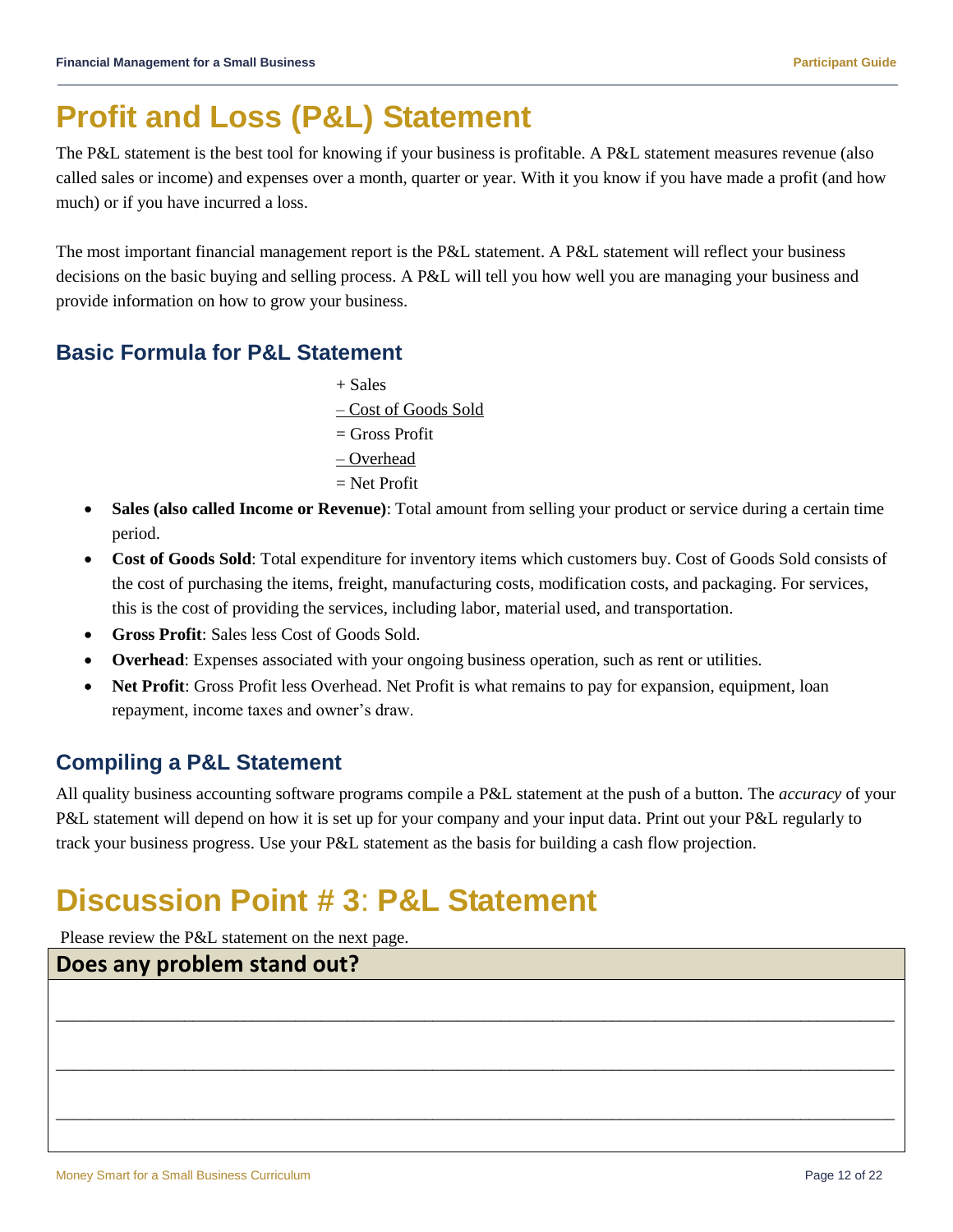# Profit and Loss (P&L) Statement

The P&L statement is the best tool for knowing if your business is profitable. A P&L statement measures revenue (also called sales or income) and expenses over a month, quarter or year. With it you know if you have made a profit (and how much) or if you have incurred a loss.

The most important financial management report is the P&L statement. A P&L statement will reflect your business decisions on the basic buying and selling process. A P&L will tell you how well you are managing your business and provide information on how to grow your business.

## Basic Formula for P&L Statement

+ Sales
– Cost of Goods Sold
= Gross Profit
– Overhead
= Net Profit

- **Sales (also called Income or Revenue)**: Total amount from selling your product or service during a certain time period.
- **Cost of Goods Sold**: Total expenditure for inventory items which customers buy. Cost of Goods Sold consists of the cost of purchasing the items, freight, manufacturing costs, modification costs, and packaging. For services, this is the cost of providing the services, including labor, material used, and transportation.
- **Gross Profit**: Sales less Cost of Goods Sold.
- **Overhead**: Expenses associated with your ongoing business operation, such as rent or utilities.
- **Net Profit**: Gross Profit less Overhead. Net Profit is what remains to pay for expansion, equipment, loan repayment, income taxes and owner's draw.

## Compiling a P&L Statement

All quality business accounting software programs compile a P&L statement at the push of a button. The *accuracy* of your P&L statement will depend on how it is set up for your company and your input data. Print out your P&L regularly to track your business progress. Use your P&L statement as the basis for building a cash flow projection.

# Discussion Point # 3: P&L Statement

Please review the P&L statement on the next page.

**Does any problem stand out?**

______________________________________________________________________________

______________________________________________________________________________

______________________________________________________________________________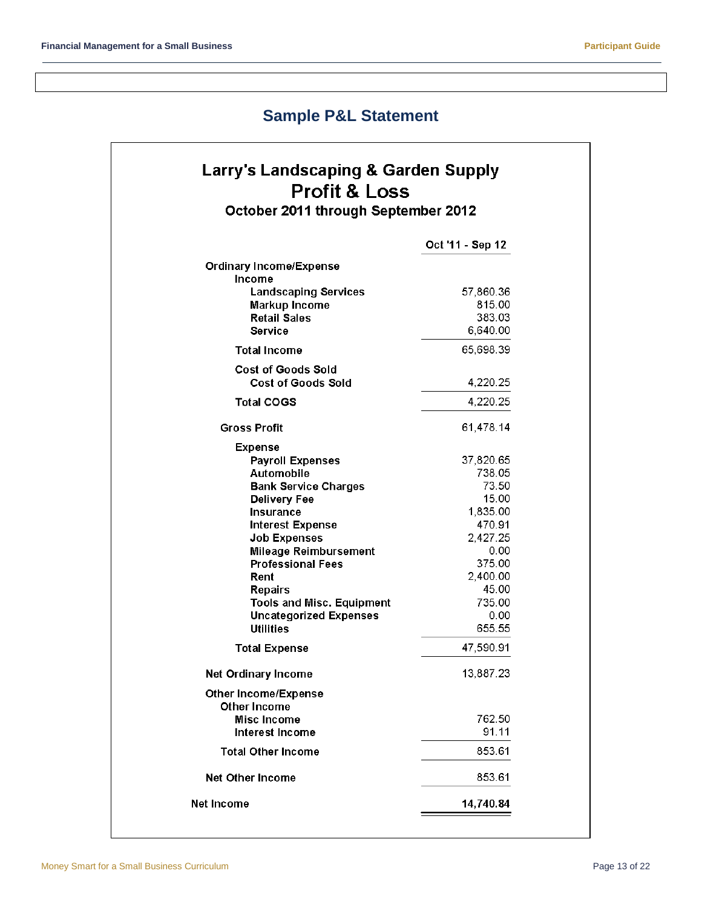## Sample P&L Statement

**Larry's Landscaping & Garden Supply**
**Profit & Loss**
**October 2011 through September 2012**

| | Oct '11 - Sep 12 |
|---|---|
| **Ordinary Income/Expense** | |
| **Income** | |
| **Landscaping Services** | 57,860.36 |
| **Markup Income** | 815.00 |
| **Retail Sales** | 383.03 |
| **Service** | 6,640.00 |
| **Total Income** | 65,698.39 |
| **Cost of Goods Sold** | |
| **Cost of Goods Sold** | 4,220.25 |
| **Total COGS** | 4,220.25 |
| **Gross Profit** | 61,478.14 |
| **Expense** | |
| **Payroll Expenses** | 37,820.65 |
| **Automobile** | 738.05 |
| **Bank Service Charges** | 73.50 |
| **Delivery Fee** | 15.00 |
| **Insurance** | 1,835.00 |
| **Interest Expense** | 470.91 |
| **Job Expenses** | 2,427.25 |
| **Mileage Reimbursement** | 0.00 |
| **Professional Fees** | 375.00 |
| **Rent** | 2,400.00 |
| **Repairs** | 45.00 |
| **Tools and Misc. Equipment** | 735.00 |
| **Uncategorized Expenses** | 0.00 |
| **Utilities** | 655.55 |
| **Total Expense** | 47,590.91 |
| **Net Ordinary Income** | 13,887.23 |
| **Other Income/Expense** | |
| **Other Income** | |
| **Misc Income** | 762.50 |
| **Interest Income** | 91.11 |
| **Total Other Income** | 853.61 |
| **Net Other Income** | 853.61 |
| **Net Income** | **14,740.84** |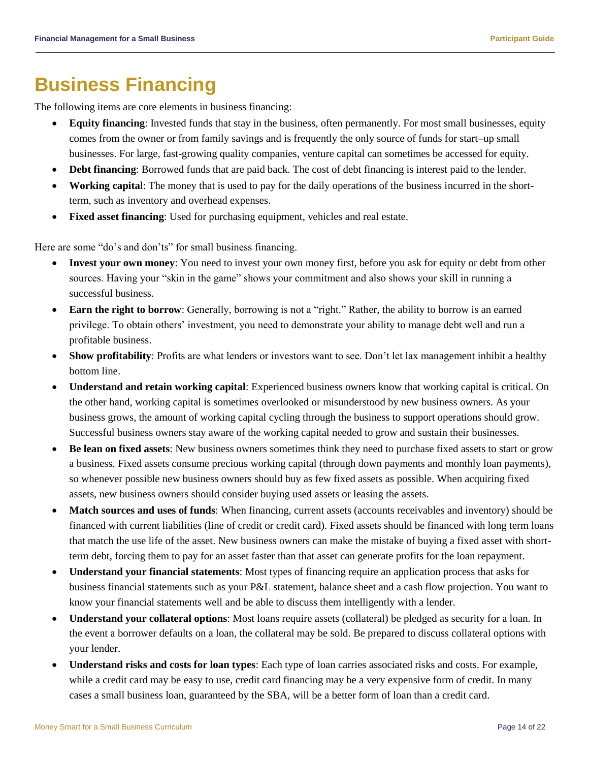# Business Financing

The following items are core elements in business financing:

- **Equity financing**: Invested funds that stay in the business, often permanently. For most small businesses, equity comes from the owner or from family savings and is frequently the only source of funds for start–up small businesses. For large, fast-growing quality companies, venture capital can sometimes be accessed for equity.
- **Debt financing**: Borrowed funds that are paid back. The cost of debt financing is interest paid to the lender.
- **Working capital**: The money that is used to pay for the daily operations of the business incurred in the short-term, such as inventory and overhead expenses.
- **Fixed asset financing**: Used for purchasing equipment, vehicles and real estate.

Here are some "do's and don'ts" for small business financing.

- **Invest your own money**: You need to invest your own money first, before you ask for equity or debt from other sources. Having your "skin in the game" shows your commitment and also shows your skill in running a successful business.
- **Earn the right to borrow**: Generally, borrowing is not a "right." Rather, the ability to borrow is an earned privilege. To obtain others' investment, you need to demonstrate your ability to manage debt well and run a profitable business.
- **Show profitability**: Profits are what lenders or investors want to see. Don't let lax management inhibit a healthy bottom line.
- **Understand and retain working capital**: Experienced business owners know that working capital is critical. On the other hand, working capital is sometimes overlooked or misunderstood by new business owners. As your business grows, the amount of working capital cycling through the business to support operations should grow. Successful business owners stay aware of the working capital needed to grow and sustain their businesses.
- **Be lean on fixed assets**: New business owners sometimes think they need to purchase fixed assets to start or grow a business. Fixed assets consume precious working capital (through down payments and monthly loan payments), so whenever possible new business owners should buy as few fixed assets as possible. When acquiring fixed assets, new business owners should consider buying used assets or leasing the assets.
- **Match sources and uses of funds**: When financing, current assets (accounts receivables and inventory) should be financed with current liabilities (line of credit or credit card). Fixed assets should be financed with long term loans that match the use life of the asset. New business owners can make the mistake of buying a fixed asset with short-term debt, forcing them to pay for an asset faster than that asset can generate profits for the loan repayment.
- **Understand your financial statements**: Most types of financing require an application process that asks for business financial statements such as your P&L statement, balance sheet and a cash flow projection. You want to know your financial statements well and be able to discuss them intelligently with a lender.
- **Understand your collateral options**: Most loans require assets (collateral) be pledged as security for a loan. In the event a borrower defaults on a loan, the collateral may be sold. Be prepared to discuss collateral options with your lender.
- **Understand risks and costs for loan types**: Each type of loan carries associated risks and costs. For example, while a credit card may be easy to use, credit card financing may be a very expensive form of credit. In many cases a small business loan, guaranteed by the SBA, will be a better form of loan than a credit card.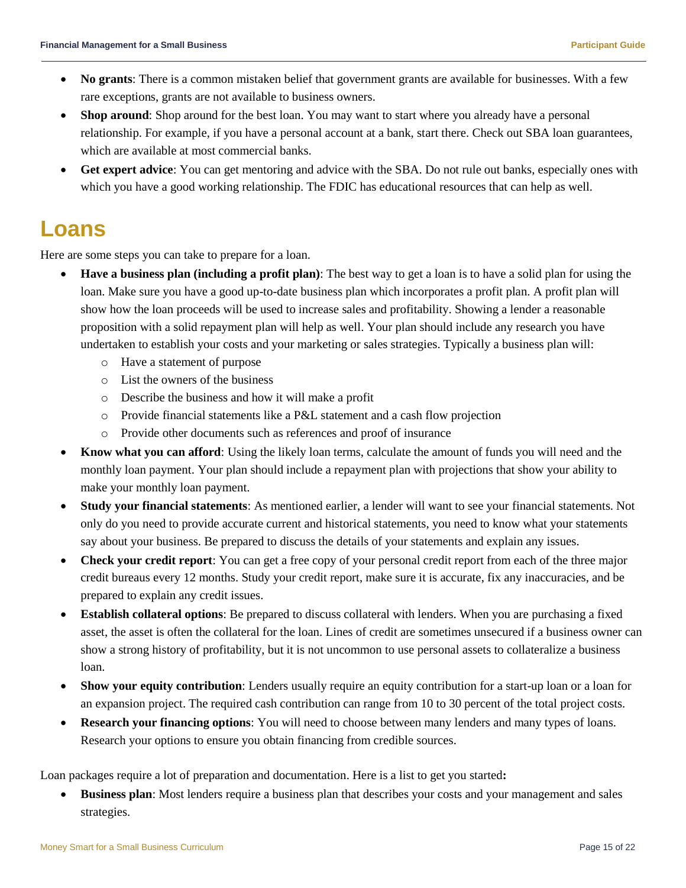- **No grants**: There is a common mistaken belief that government grants are available for businesses. With a few rare exceptions, grants are not available to business owners.
- **Shop around**: Shop around for the best loan. You may want to start where you already have a personal relationship. For example, if you have a personal account at a bank, start there. Check out SBA loan guarantees, which are available at most commercial banks.
- **Get expert advice**: You can get mentoring and advice with the SBA. Do not rule out banks, especially ones with which you have a good working relationship. The FDIC has educational resources that can help as well.

# Loans

Here are some steps you can take to prepare for a loan.

- **Have a business plan (including a profit plan)**: The best way to get a loan is to have a solid plan for using the loan. Make sure you have a good up-to-date business plan which incorporates a profit plan. A profit plan will show how the loan proceeds will be used to increase sales and profitability. Showing a lender a reasonable proposition with a solid repayment plan will help as well. Your plan should include any research you have undertaken to establish your costs and your marketing or sales strategies. Typically a business plan will:
  - Have a statement of purpose
  - List the owners of the business
  - Describe the business and how it will make a profit
  - Provide financial statements like a P&L statement and a cash flow projection
  - Provide other documents such as references and proof of insurance
- **Know what you can afford**: Using the likely loan terms, calculate the amount of funds you will need and the monthly loan payment. Your plan should include a repayment plan with projections that show your ability to make your monthly loan payment.
- **Study your financial statements**: As mentioned earlier, a lender will want to see your financial statements. Not only do you need to provide accurate current and historical statements, you need to know what your statements say about your business. Be prepared to discuss the details of your statements and explain any issues.
- **Check your credit report**: You can get a free copy of your personal credit report from each of the three major credit bureaus every 12 months. Study your credit report, make sure it is accurate, fix any inaccuracies, and be prepared to explain any credit issues.
- **Establish collateral options**: Be prepared to discuss collateral with lenders. When you are purchasing a fixed asset, the asset is often the collateral for the loan. Lines of credit are sometimes unsecured if a business owner can show a strong history of profitability, but it is not uncommon to use personal assets to collateralize a business loan.
- **Show your equity contribution**: Lenders usually require an equity contribution for a start-up loan or a loan for an expansion project. The required cash contribution can range from 10 to 30 percent of the total project costs.
- **Research your financing options**: You will need to choose between many lenders and many types of loans. Research your options to ensure you obtain financing from credible sources.

Loan packages require a lot of preparation and documentation. Here is a list to get you started**:**

- **Business plan**: Most lenders require a business plan that describes your costs and your management and sales strategies.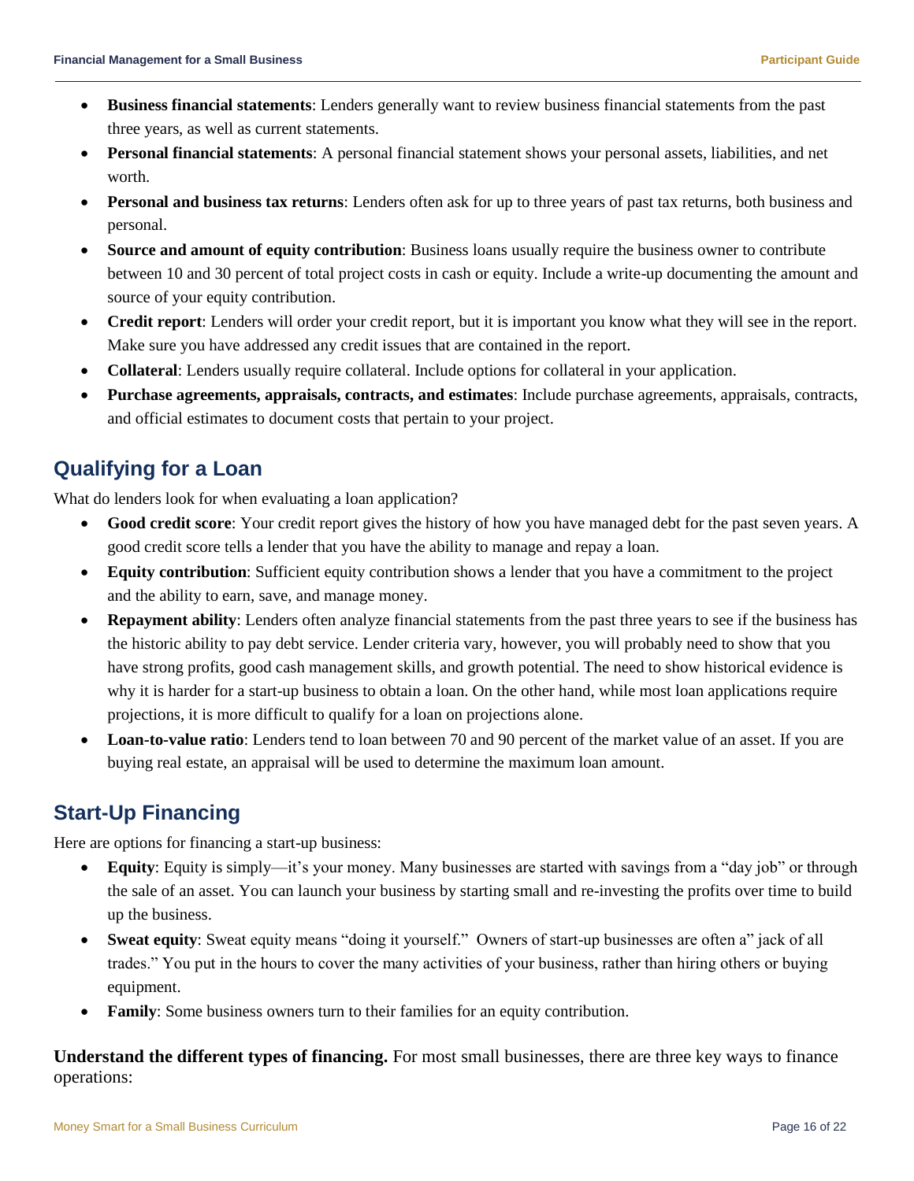- **Business financial statements**: Lenders generally want to review business financial statements from the past three years, as well as current statements.
- **Personal financial statements**: A personal financial statement shows your personal assets, liabilities, and net worth.
- **Personal and business tax returns**: Lenders often ask for up to three years of past tax returns, both business and personal.
- **Source and amount of equity contribution**: Business loans usually require the business owner to contribute between 10 and 30 percent of total project costs in cash or equity. Include a write-up documenting the amount and source of your equity contribution.
- **Credit report**: Lenders will order your credit report, but it is important you know what they will see in the report. Make sure you have addressed any credit issues that are contained in the report.
- **Collateral**: Lenders usually require collateral. Include options for collateral in your application.
- **Purchase agreements, appraisals, contracts, and estimates**: Include purchase agreements, appraisals, contracts, and official estimates to document costs that pertain to your project.

## Qualifying for a Loan

What do lenders look for when evaluating a loan application?

- **Good credit score**: Your credit report gives the history of how you have managed debt for the past seven years. A good credit score tells a lender that you have the ability to manage and repay a loan.
- **Equity contribution**: Sufficient equity contribution shows a lender that you have a commitment to the project and the ability to earn, save, and manage money.
- **Repayment ability**: Lenders often analyze financial statements from the past three years to see if the business has the historic ability to pay debt service. Lender criteria vary, however, you will probably need to show that you have strong profits, good cash management skills, and growth potential. The need to show historical evidence is why it is harder for a start-up business to obtain a loan. On the other hand, while most loan applications require projections, it is more difficult to qualify for a loan on projections alone.
- **Loan-to-value ratio**: Lenders tend to loan between 70 and 90 percent of the market value of an asset. If you are buying real estate, an appraisal will be used to determine the maximum loan amount.

## Start-Up Financing

Here are options for financing a start-up business:

- **Equity**: Equity is simply—it's your money. Many businesses are started with savings from a "day job" or through the sale of an asset. You can launch your business by starting small and re-investing the profits over time to build up the business.
- **Sweat equity**: Sweat equity means "doing it yourself." Owners of start-up businesses are often a" jack of all trades." You put in the hours to cover the many activities of your business, rather than hiring others or buying equipment.
- **Family**: Some business owners turn to their families for an equity contribution.

**Understand the different types of financing.** For most small businesses, there are three key ways to finance operations: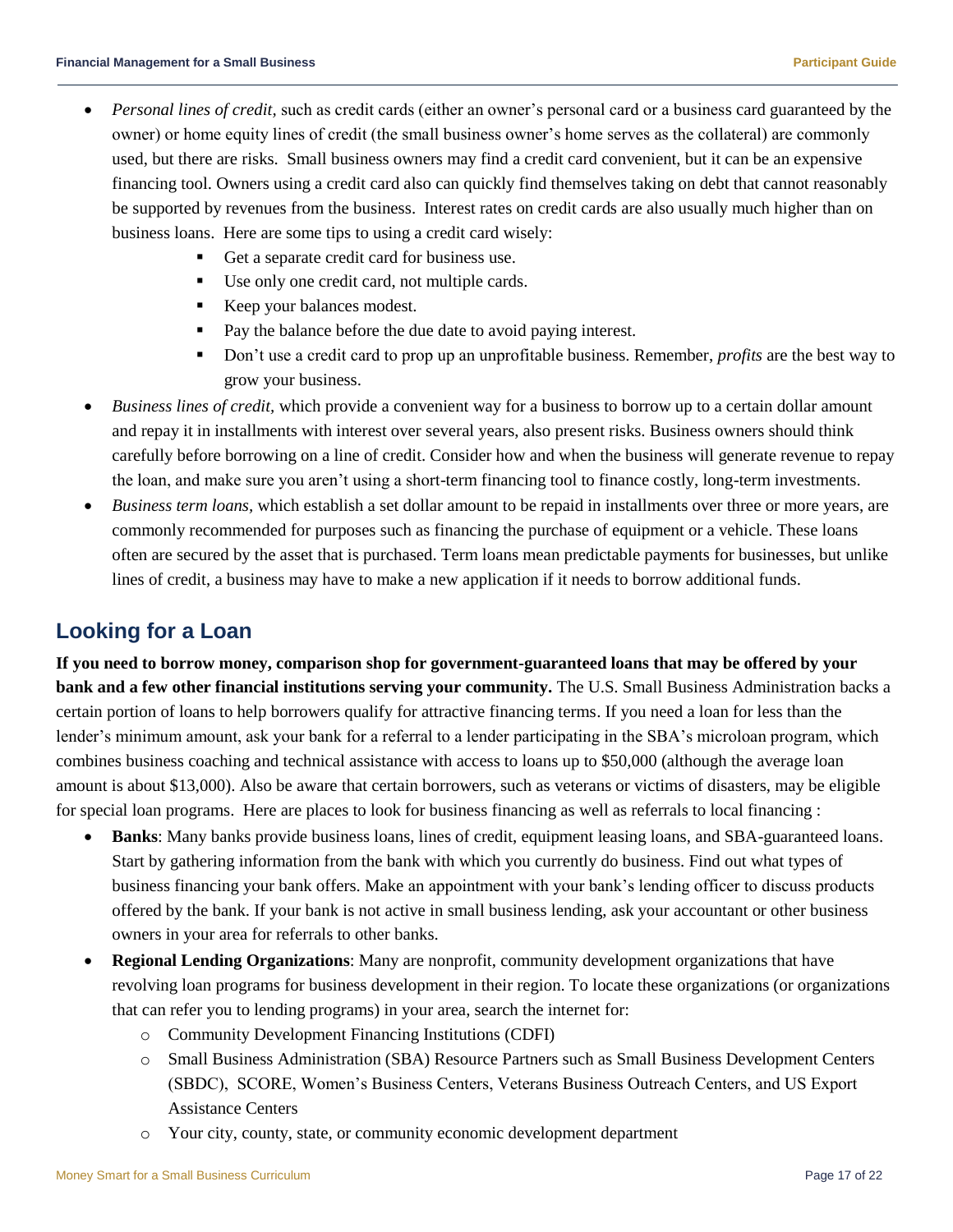- *Personal lines of credit,* such as credit cards (either an owner's personal card or a business card guaranteed by the owner) or home equity lines of credit (the small business owner's home serves as the collateral) are commonly used, but there are risks. Small business owners may find a credit card convenient, but it can be an expensive financing tool. Owners using a credit card also can quickly find themselves taking on debt that cannot reasonably be supported by revenues from the business. Interest rates on credit cards are also usually much higher than on business loans. Here are some tips to using a credit card wisely:
  - Get a separate credit card for business use.
  - Use only one credit card, not multiple cards.
  - Keep your balances modest.
  - Pay the balance before the due date to avoid paying interest.
  - Don't use a credit card to prop up an unprofitable business. Remember, *profits* are the best way to grow your business.
- *Business lines of credit*, which provide a convenient way for a business to borrow up to a certain dollar amount and repay it in installments with interest over several years, also present risks. Business owners should think carefully before borrowing on a line of credit. Consider how and when the business will generate revenue to repay the loan, and make sure you aren't using a short-term financing tool to finance costly, long-term investments.
- *Business term loans,* which establish a set dollar amount to be repaid in installments over three or more years, are commonly recommended for purposes such as financing the purchase of equipment or a vehicle. These loans often are secured by the asset that is purchased. Term loans mean predictable payments for businesses, but unlike lines of credit, a business may have to make a new application if it needs to borrow additional funds.

## Looking for a Loan

**If you need to borrow money, comparison shop for government-guaranteed loans that may be offered by your bank and a few other financial institutions serving your community.** The U.S. Small Business Administration backs a certain portion of loans to help borrowers qualify for attractive financing terms. If you need a loan for less than the lender's minimum amount, ask your bank for a referral to a lender participating in the SBA's microloan program, which combines business coaching and technical assistance with access to loans up to $50,000 (although the average loan amount is about $13,000). Also be aware that certain borrowers, such as veterans or victims of disasters, may be eligible for special loan programs. Here are places to look for business financing as well as referrals to local financing :

- **Banks**: Many banks provide business loans, lines of credit, equipment leasing loans, and SBA-guaranteed loans. Start by gathering information from the bank with which you currently do business. Find out what types of business financing your bank offers. Make an appointment with your bank's lending officer to discuss products offered by the bank. If your bank is not active in small business lending, ask your accountant or other business owners in your area for referrals to other banks.
- **Regional Lending Organizations**: Many are nonprofit, community development organizations that have revolving loan programs for business development in their region. To locate these organizations (or organizations that can refer you to lending programs) in your area, search the internet for:
  - Community Development Financing Institutions (CDFI)
  - Small Business Administration (SBA) Resource Partners such as Small Business Development Centers (SBDC), SCORE, Women's Business Centers, Veterans Business Outreach Centers, and US Export Assistance Centers
  - Your city, county, state, or community economic development department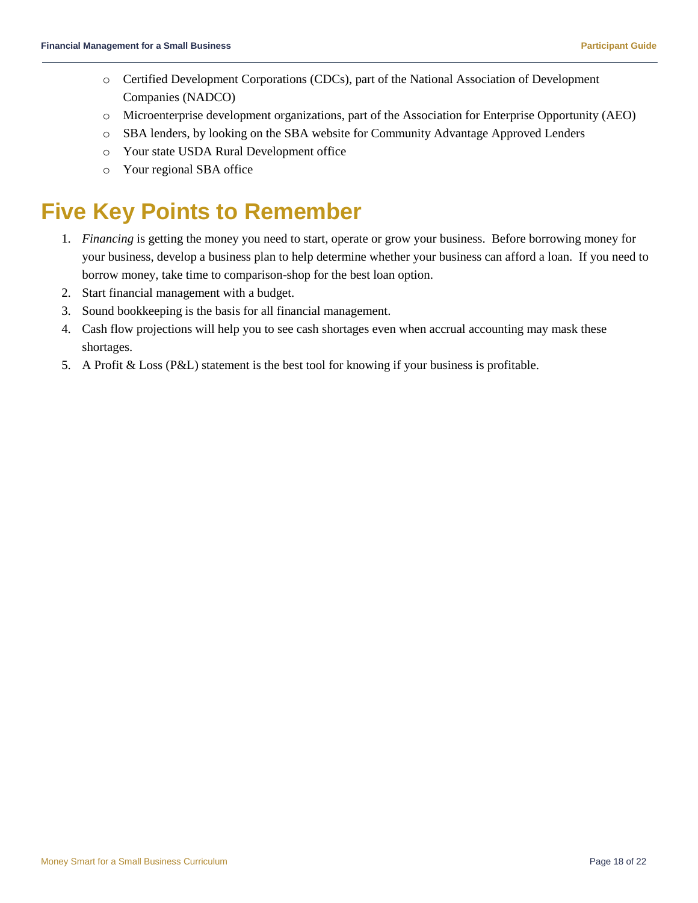- Certified Development Corporations (CDCs), part of the National Association of Development Companies (NADCO)
- Microenterprise development organizations, part of the Association for Enterprise Opportunity (AEO)
- SBA lenders, by looking on the SBA website for Community Advantage Approved Lenders
- Your state USDA Rural Development office
- Your regional SBA office

# Five Key Points to Remember

1. *Financing* is getting the money you need to start, operate or grow your business. Before borrowing money for your business, develop a business plan to help determine whether your business can afford a loan. If you need to borrow money, take time to comparison-shop for the best loan option.
2. Start financial management with a budget.
3. Sound bookkeeping is the basis for all financial management.
4. Cash flow projections will help you to see cash shortages even when accrual accounting may mask these shortages.
5. A Profit & Loss (P&L) statement is the best tool for knowing if your business is profitable.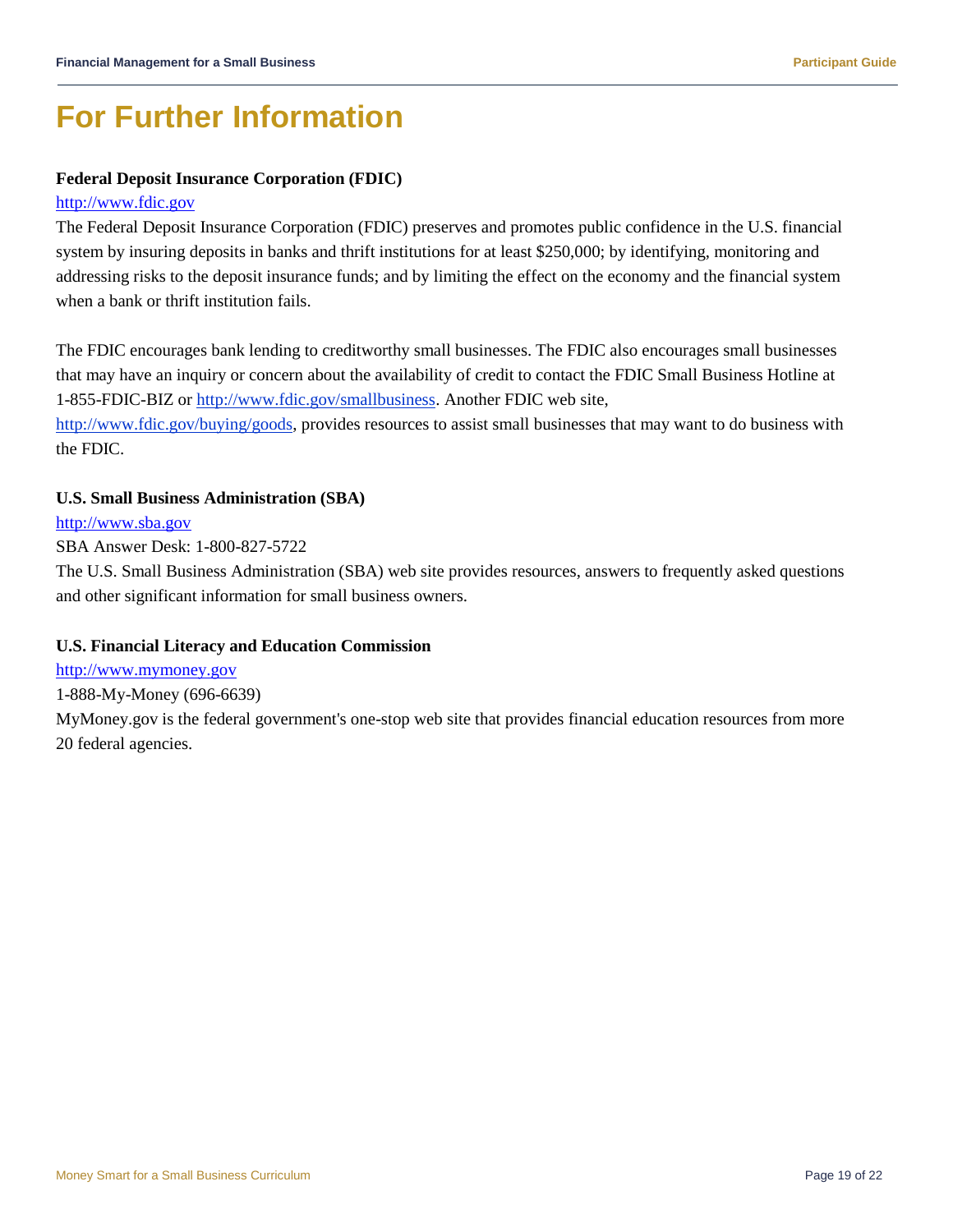# For Further Information

**Federal Deposit Insurance Corporation (FDIC)**

http://www.fdic.gov

The Federal Deposit Insurance Corporation (FDIC) preserves and promotes public confidence in the U.S. financial system by insuring deposits in banks and thrift institutions for at least $250,000; by identifying, monitoring and addressing risks to the deposit insurance funds; and by limiting the effect on the economy and the financial system when a bank or thrift institution fails.

The FDIC encourages bank lending to creditworthy small businesses. The FDIC also encourages small businesses that may have an inquiry or concern about the availability of credit to contact the FDIC Small Business Hotline at 1-855-FDIC-BIZ or http://www.fdic.gov/smallbusiness. Another FDIC web site, http://www.fdic.gov/buying/goods, provides resources to assist small businesses that may want to do business with the FDIC.

**U.S. Small Business Administration (SBA)**

http://www.sba.gov

SBA Answer Desk: 1-800-827-5722

The U.S. Small Business Administration (SBA) web site provides resources, answers to frequently asked questions and other significant information for small business owners.

**U.S. Financial Literacy and Education Commission**

http://www.mymoney.gov

1-888-My-Money (696-6639)

MyMoney.gov is the federal government's one-stop web site that provides financial education resources from more 20 federal agencies.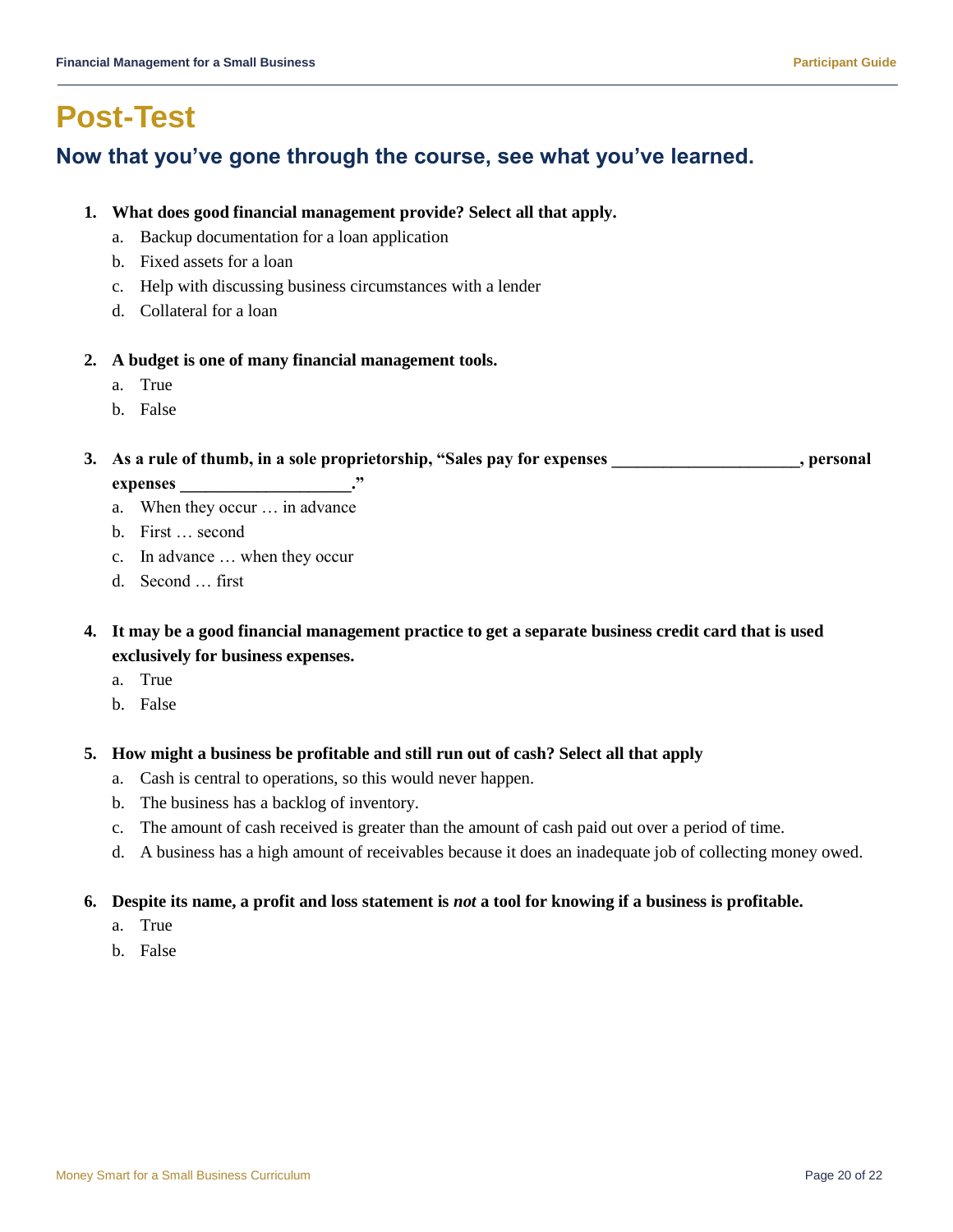# Post-Test

## Now that you've gone through the course, see what you've learned.

1. **What does good financial management provide? Select all that apply.**
   a. Backup documentation for a loan application
   b. Fixed assets for a loan
   c. Help with discussing business circumstances with a lender
   d. Collateral for a loan

2. **A budget is one of many financial management tools.**
   a. True
   b. False

3. **As a rule of thumb, in a sole proprietorship, "Sales pay for expenses ______________________, personal expenses ____________________."**
   a. When they occur … in advance
   b. First … second
   c. In advance … when they occur
   d. Second … first

4. **It may be a good financial management practice to get a separate business credit card that is used exclusively for business expenses.**
   a. True
   b. False

5. **How might a business be profitable and still run out of cash? Select all that apply**
   a. Cash is central to operations, so this would never happen.
   b. The business has a backlog of inventory.
   c. The amount of cash received is greater than the amount of cash paid out over a period of time.
   d. A business has a high amount of receivables because it does an inadequate job of collecting money owed.

6. **Despite its name, a profit and loss statement is *not* a tool for knowing if a business is profitable.**
   a. True
   b. False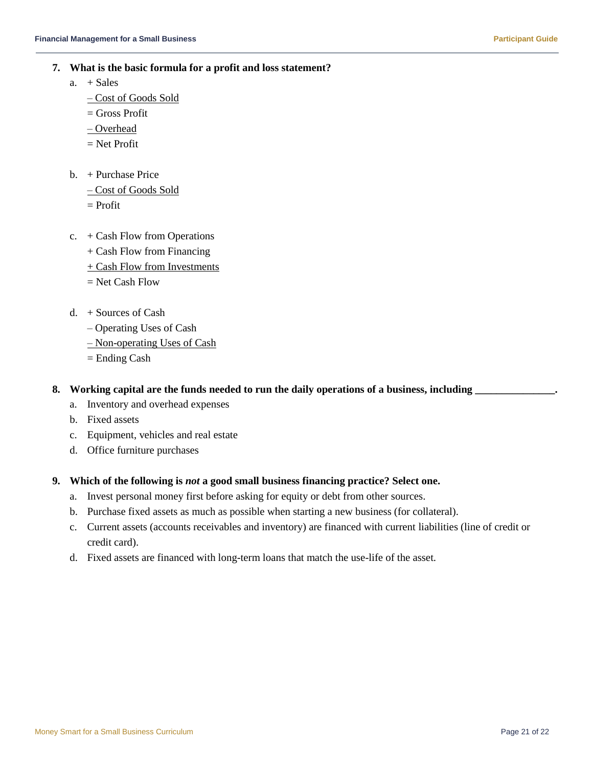**7. What is the basic formula for a profit and loss statement?**

a. + Sales
   – Cost of Goods Sold
   = Gross Profit
   – Overhead
   = Net Profit

b. + Purchase Price
   – Cost of Goods Sold
   = Profit

c. + Cash Flow from Operations
   + Cash Flow from Financing
   + Cash Flow from Investments
   = Net Cash Flow

d. + Sources of Cash
   – Operating Uses of Cash
   – Non-operating Uses of Cash
   = Ending Cash

**8. Working capital are the funds needed to run the daily operations of a business, including _______________.**

a. Inventory and overhead expenses
b. Fixed assets
c. Equipment, vehicles and real estate
d. Office furniture purchases

**9. Which of the following is *not* a good small business financing practice? Select one.**

a. Invest personal money first before asking for equity or debt from other sources.
b. Purchase fixed assets as much as possible when starting a new business (for collateral).
c. Current assets (accounts receivables and inventory) are financed with current liabilities (line of credit or credit card).
d. Fixed assets are financed with long-term loans that match the use-life of the asset.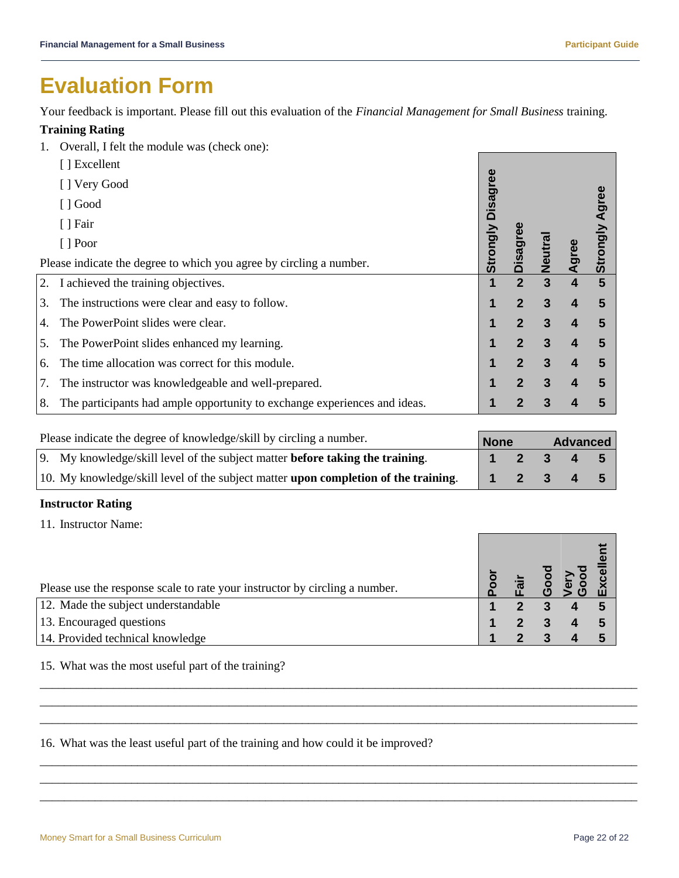# Evaluation Form

Your feedback is important. Please fill out this evaluation of the *Financial Management for Small Business* training.

**Training Rating**

1. Overall, I felt the module was (check one):
   - [ ] Excellent
   - [ ] Very Good
   - [ ] Good
   - [ ] Fair
   - [ ] Poor

| Please indicate the degree to which you agree by circling a number. | Strongly Disagree | Disagree | Neutral | Agree | Strongly Agree |
|---|---|---|---|---|---|
| 2. I achieved the training objectives. | 1 | 2 | 3 | 4 | 5 |
| 3. The instructions were clear and easy to follow. | 1 | 2 | 3 | 4 | 5 |
| 4. The PowerPoint slides were clear. | 1 | 2 | 3 | 4 | 5 |
| 5. The PowerPoint slides enhanced my learning. | 1 | 2 | 3 | 4 | 5 |
| 6. The time allocation was correct for this module. | 1 | 2 | 3 | 4 | 5 |
| 7. The instructor was knowledgeable and well-prepared. | 1 | 2 | 3 | 4 | 5 |
| 8. The participants had ample opportunity to exchange experiences and ideas. | 1 | 2 | 3 | 4 | 5 |

| Please indicate the degree of knowledge/skill by circling a number. | None | | | | Advanced |
|---|---|---|---|---|---|
| 9. My knowledge/skill level of the subject matter **before taking the training**. | 1 | 2 | 3 | 4 | 5 |
| 10. My knowledge/skill level of the subject matter **upon completion of the training**. | 1 | 2 | 3 | 4 | 5 |

**Instructor Rating**

11. Instructor Name:

| Please use the response scale to rate your instructor by circling a number. | Poor | Fair | Good | Very Good | Excellent |
|---|---|---|---|---|---|
| 12. Made the subject understandable | 1 | 2 | 3 | 4 | 5 |
| 13. Encouraged questions | 1 | 2 | 3 | 4 | 5 |
| 14. Provided technical knowledge | 1 | 2 | 3 | 4 | 5 |

15. What was the most useful part of the training?

_______________________________________________________________________________

_______________________________________________________________________________

_______________________________________________________________________________

16. What was the least useful part of the training and how could it be improved?

_______________________________________________________________________________

_______________________________________________________________________________

_______________________________________________________________________________